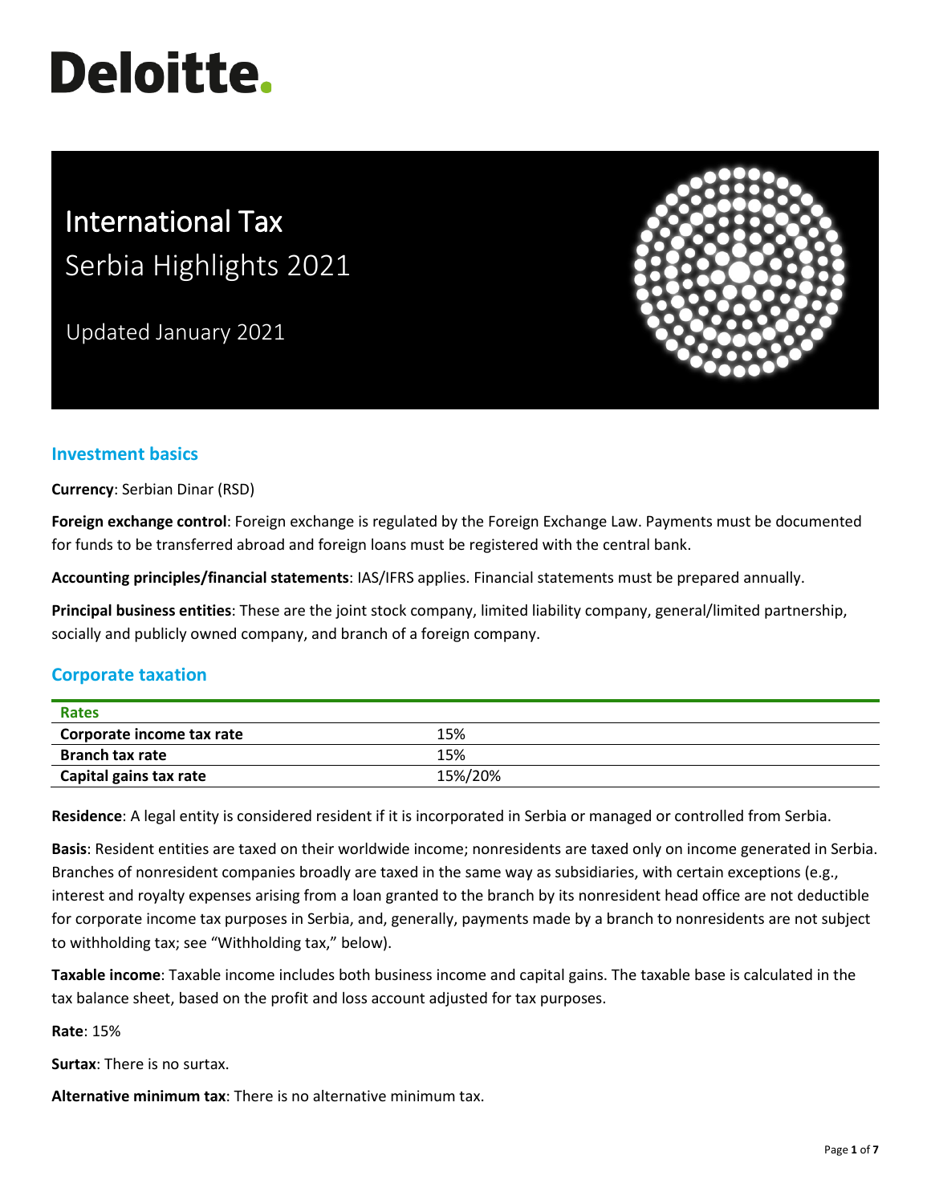# Deloitte.

# International Tax
## Serbia Highlights 2021

Updated January 2021

## Investment basics

**Currency**: Serbian Dinar (RSD)

**Foreign exchange control**: Foreign exchange is regulated by the Foreign Exchange Law. Payments must be documented for funds to be transferred abroad and foreign loans must be registered with the central bank.

**Accounting principles/financial statements**: IAS/IFRS applies. Financial statements must be prepared annually.

**Principal business entities**: These are the joint stock company, limited liability company, general/limited partnership, socially and publicly owned company, and branch of a foreign company.

## Corporate taxation

| Rates | |
|---|---|
| **Corporate income tax rate** | 15% |
| **Branch tax rate** | 15% |
| **Capital gains tax rate** | 15%/20% |

**Residence**: A legal entity is considered resident if it is incorporated in Serbia or managed or controlled from Serbia.

**Basis**: Resident entities are taxed on their worldwide income; nonresidents are taxed only on income generated in Serbia. Branches of nonresident companies broadly are taxed in the same way as subsidiaries, with certain exceptions (e.g., interest and royalty expenses arising from a loan granted to the branch by its nonresident head office are not deductible for corporate income tax purposes in Serbia, and, generally, payments made by a branch to nonresidents are not subject to withholding tax; see "Withholding tax," below).

**Taxable income**: Taxable income includes both business income and capital gains. The taxable base is calculated in the tax balance sheet, based on the profit and loss account adjusted for tax purposes.

**Rate**: 15%

**Surtax**: There is no surtax.

**Alternative minimum tax**: There is no alternative minimum tax.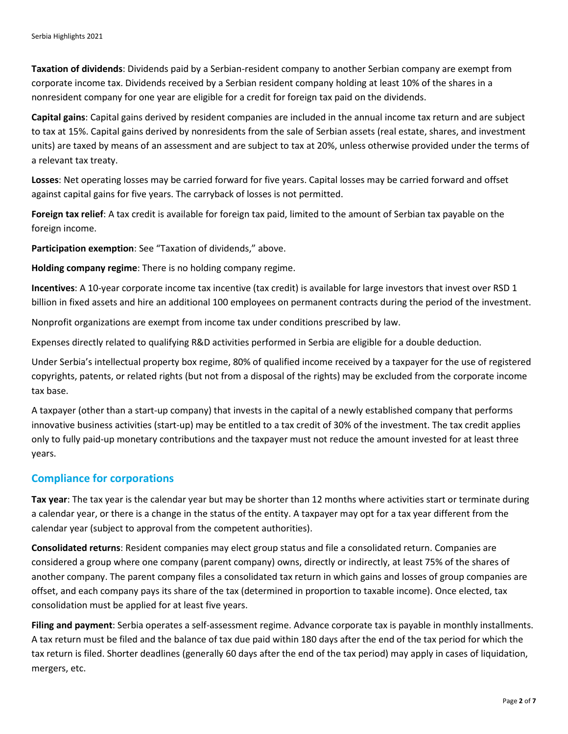**Taxation of dividends**: Dividends paid by a Serbian-resident company to another Serbian company are exempt from corporate income tax. Dividends received by a Serbian resident company holding at least 10% of the shares in a nonresident company for one year are eligible for a credit for foreign tax paid on the dividends.

**Capital gains**: Capital gains derived by resident companies are included in the annual income tax return and are subject to tax at 15%. Capital gains derived by nonresidents from the sale of Serbian assets (real estate, shares, and investment units) are taxed by means of an assessment and are subject to tax at 20%, unless otherwise provided under the terms of a relevant tax treaty.

**Losses**: Net operating losses may be carried forward for five years. Capital losses may be carried forward and offset against capital gains for five years. The carryback of losses is not permitted.

**Foreign tax relief**: A tax credit is available for foreign tax paid, limited to the amount of Serbian tax payable on the foreign income.

**Participation exemption**: See "Taxation of dividends," above.

**Holding company regime**: There is no holding company regime.

**Incentives**: A 10-year corporate income tax incentive (tax credit) is available for large investors that invest over RSD 1 billion in fixed assets and hire an additional 100 employees on permanent contracts during the period of the investment.

Nonprofit organizations are exempt from income tax under conditions prescribed by law.

Expenses directly related to qualifying R&D activities performed in Serbia are eligible for a double deduction.

Under Serbia's intellectual property box regime, 80% of qualified income received by a taxpayer for the use of registered copyrights, patents, or related rights (but not from a disposal of the rights) may be excluded from the corporate income tax base.

A taxpayer (other than a start-up company) that invests in the capital of a newly established company that performs innovative business activities (start-up) may be entitled to a tax credit of 30% of the investment. The tax credit applies only to fully paid-up monetary contributions and the taxpayer must not reduce the amount invested for at least three years.

## Compliance for corporations

**Tax year**: The tax year is the calendar year but may be shorter than 12 months where activities start or terminate during a calendar year, or there is a change in the status of the entity. A taxpayer may opt for a tax year different from the calendar year (subject to approval from the competent authorities).

**Consolidated returns**: Resident companies may elect group status and file a consolidated return. Companies are considered a group where one company (parent company) owns, directly or indirectly, at least 75% of the shares of another company. The parent company files a consolidated tax return in which gains and losses of group companies are offset, and each company pays its share of the tax (determined in proportion to taxable income). Once elected, tax consolidation must be applied for at least five years.

**Filing and payment**: Serbia operates a self-assessment regime. Advance corporate tax is payable in monthly installments. A tax return must be filed and the balance of tax due paid within 180 days after the end of the tax period for which the tax return is filed. Shorter deadlines (generally 60 days after the end of the tax period) may apply in cases of liquidation, mergers, etc.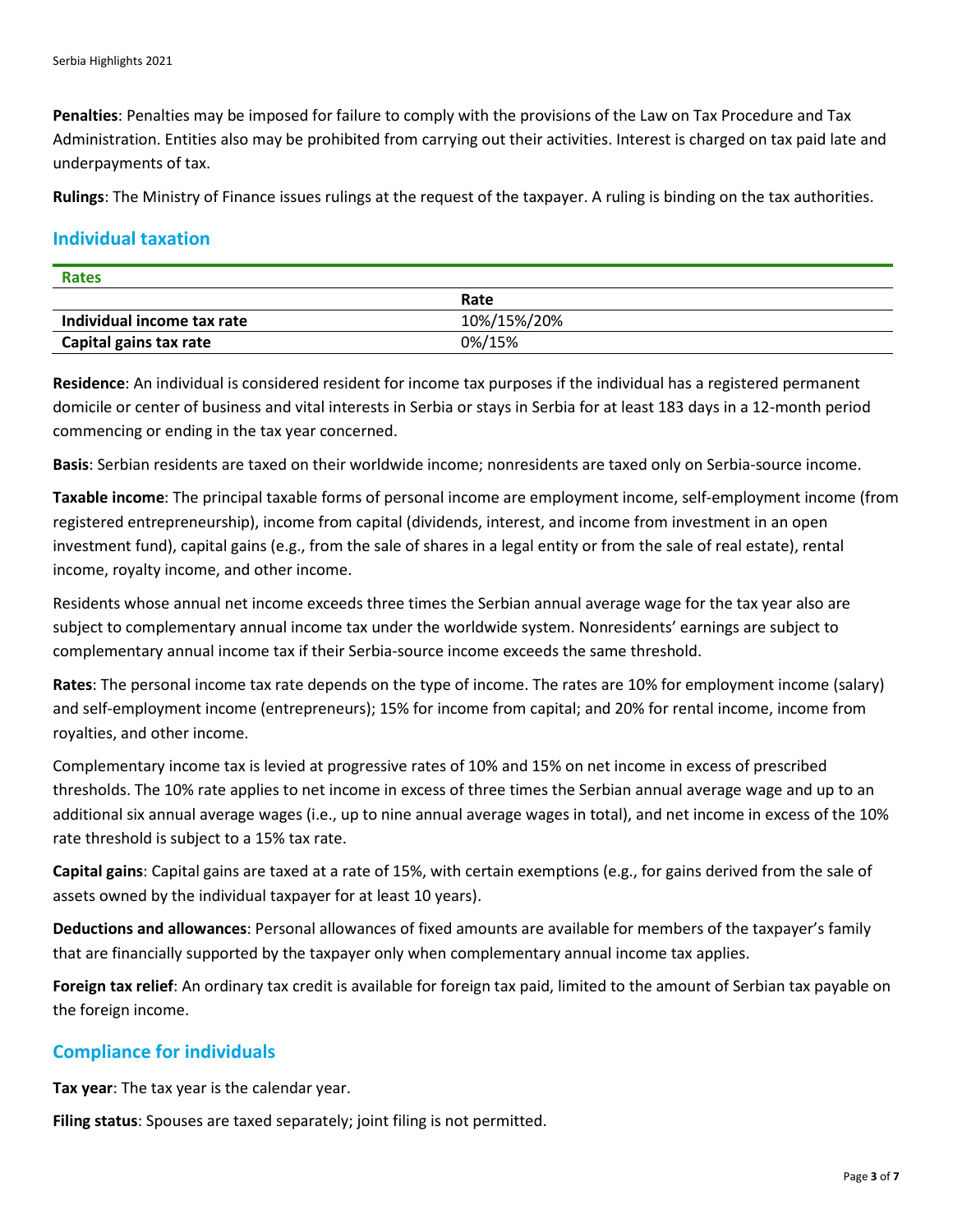**Penalties**: Penalties may be imposed for failure to comply with the provisions of the Law on Tax Procedure and Tax Administration. Entities also may be prohibited from carrying out their activities. Interest is charged on tax paid late and underpayments of tax.

**Rulings**: The Ministry of Finance issues rulings at the request of the taxpayer. A ruling is binding on the tax authorities.

## Individual taxation

**Rates**

| | Rate |
|---|---|
| **Individual income tax rate** | 10%/15%/20% |
| **Capital gains tax rate** | 0%/15% |

**Residence**: An individual is considered resident for income tax purposes if the individual has a registered permanent domicile or center of business and vital interests in Serbia or stays in Serbia for at least 183 days in a 12-month period commencing or ending in the tax year concerned.

**Basis**: Serbian residents are taxed on their worldwide income; nonresidents are taxed only on Serbia-source income.

**Taxable income**: The principal taxable forms of personal income are employment income, self-employment income (from registered entrepreneurship), income from capital (dividends, interest, and income from investment in an open investment fund), capital gains (e.g., from the sale of shares in a legal entity or from the sale of real estate), rental income, royalty income, and other income.

Residents whose annual net income exceeds three times the Serbian annual average wage for the tax year also are subject to complementary annual income tax under the worldwide system. Nonresidents' earnings are subject to complementary annual income tax if their Serbia-source income exceeds the same threshold.

**Rates**: The personal income tax rate depends on the type of income. The rates are 10% for employment income (salary) and self-employment income (entrepreneurs); 15% for income from capital; and 20% for rental income, income from royalties, and other income.

Complementary income tax is levied at progressive rates of 10% and 15% on net income in excess of prescribed thresholds. The 10% rate applies to net income in excess of three times the Serbian annual average wage and up to an additional six annual average wages (i.e., up to nine annual average wages in total), and net income in excess of the 10% rate threshold is subject to a 15% tax rate.

**Capital gains**: Capital gains are taxed at a rate of 15%, with certain exemptions (e.g., for gains derived from the sale of assets owned by the individual taxpayer for at least 10 years).

**Deductions and allowances**: Personal allowances of fixed amounts are available for members of the taxpayer's family that are financially supported by the taxpayer only when complementary annual income tax applies.

**Foreign tax relief**: An ordinary tax credit is available for foreign tax paid, limited to the amount of Serbian tax payable on the foreign income.

## Compliance for individuals

**Tax year**: The tax year is the calendar year.

**Filing status**: Spouses are taxed separately; joint filing is not permitted.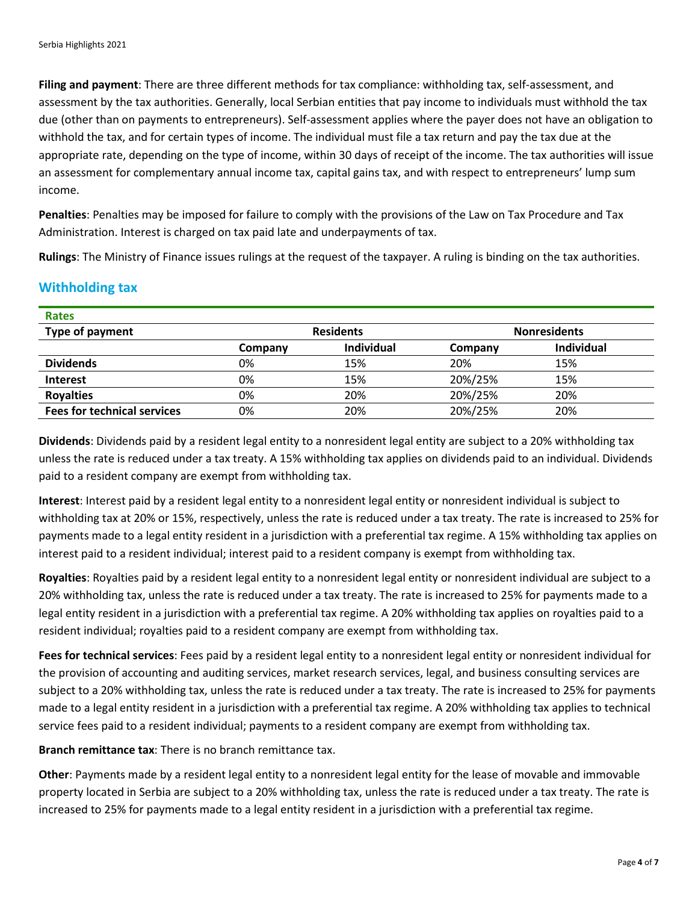**Filing and payment**: There are three different methods for tax compliance: withholding tax, self-assessment, and assessment by the tax authorities. Generally, local Serbian entities that pay income to individuals must withhold the tax due (other than on payments to entrepreneurs). Self-assessment applies where the payer does not have an obligation to withhold the tax, and for certain types of income. The individual must file a tax return and pay the tax due at the appropriate rate, depending on the type of income, within 30 days of receipt of the income. The tax authorities will issue an assessment for complementary annual income tax, capital gains tax, and with respect to entrepreneurs' lump sum income.

**Penalties**: Penalties may be imposed for failure to comply with the provisions of the Law on Tax Procedure and Tax Administration. Interest is charged on tax paid late and underpayments of tax.

**Rulings**: The Ministry of Finance issues rulings at the request of the taxpayer. A ruling is binding on the tax authorities.

## Withholding tax

**Rates**

| Type of payment | Residents | | Nonresidents | |
|---|---|---|---|---|
| | Company | Individual | Company | Individual |
| **Dividends** | 0% | 15% | 20% | 15% |
| **Interest** | 0% | 15% | 20%/25% | 15% |
| **Royalties** | 0% | 20% | 20%/25% | 20% |
| **Fees for technical services** | 0% | 20% | 20%/25% | 20% |

**Dividends**: Dividends paid by a resident legal entity to a nonresident legal entity are subject to a 20% withholding tax unless the rate is reduced under a tax treaty. A 15% withholding tax applies on dividends paid to an individual. Dividends paid to a resident company are exempt from withholding tax.

**Interest**: Interest paid by a resident legal entity to a nonresident legal entity or nonresident individual is subject to withholding tax at 20% or 15%, respectively, unless the rate is reduced under a tax treaty. The rate is increased to 25% for payments made to a legal entity resident in a jurisdiction with a preferential tax regime. A 15% withholding tax applies on interest paid to a resident individual; interest paid to a resident company is exempt from withholding tax.

**Royalties**: Royalties paid by a resident legal entity to a nonresident legal entity or nonresident individual are subject to a 20% withholding tax, unless the rate is reduced under a tax treaty. The rate is increased to 25% for payments made to a legal entity resident in a jurisdiction with a preferential tax regime. A 20% withholding tax applies on royalties paid to a resident individual; royalties paid to a resident company are exempt from withholding tax.

**Fees for technical services**: Fees paid by a resident legal entity to a nonresident legal entity or nonresident individual for the provision of accounting and auditing services, market research services, legal, and business consulting services are subject to a 20% withholding tax, unless the rate is reduced under a tax treaty. The rate is increased to 25% for payments made to a legal entity resident in a jurisdiction with a preferential tax regime. A 20% withholding tax applies to technical service fees paid to a resident individual; payments to a resident company are exempt from withholding tax.

**Branch remittance tax**: There is no branch remittance tax.

**Other**: Payments made by a resident legal entity to a nonresident legal entity for the lease of movable and immovable property located in Serbia are subject to a 20% withholding tax, unless the rate is reduced under a tax treaty. The rate is increased to 25% for payments made to a legal entity resident in a jurisdiction with a preferential tax regime.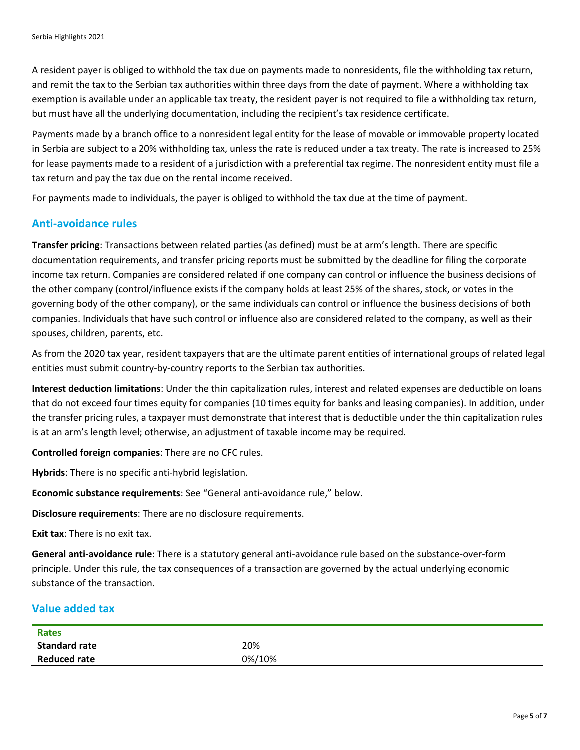A resident payer is obliged to withhold the tax due on payments made to nonresidents, file the withholding tax return, and remit the tax to the Serbian tax authorities within three days from the date of payment. Where a withholding tax exemption is available under an applicable tax treaty, the resident payer is not required to file a withholding tax return, but must have all the underlying documentation, including the recipient's tax residence certificate.

Payments made by a branch office to a nonresident legal entity for the lease of movable or immovable property located in Serbia are subject to a 20% withholding tax, unless the rate is reduced under a tax treaty. The rate is increased to 25% for lease payments made to a resident of a jurisdiction with a preferential tax regime. The nonresident entity must file a tax return and pay the tax due on the rental income received.

For payments made to individuals, the payer is obliged to withhold the tax due at the time of payment.

## Anti-avoidance rules

**Transfer pricing**: Transactions between related parties (as defined) must be at arm's length. There are specific documentation requirements, and transfer pricing reports must be submitted by the deadline for filing the corporate income tax return. Companies are considered related if one company can control or influence the business decisions of the other company (control/influence exists if the company holds at least 25% of the shares, stock, or votes in the governing body of the other company), or the same individuals can control or influence the business decisions of both companies. Individuals that have such control or influence also are considered related to the company, as well as their spouses, children, parents, etc.

As from the 2020 tax year, resident taxpayers that are the ultimate parent entities of international groups of related legal entities must submit country-by-country reports to the Serbian tax authorities.

**Interest deduction limitations**: Under the thin capitalization rules, interest and related expenses are deductible on loans that do not exceed four times equity for companies (10 times equity for banks and leasing companies). In addition, under the transfer pricing rules, a taxpayer must demonstrate that interest that is deductible under the thin capitalization rules is at an arm's length level; otherwise, an adjustment of taxable income may be required.

**Controlled foreign companies**: There are no CFC rules.

**Hybrids**: There is no specific anti-hybrid legislation.

**Economic substance requirements**: See "General anti-avoidance rule," below.

**Disclosure requirements**: There are no disclosure requirements.

**Exit tax**: There is no exit tax.

**General anti-avoidance rule**: There is a statutory general anti-avoidance rule based on the substance-over-form principle. Under this rule, the tax consequences of a transaction are governed by the actual underlying economic substance of the transaction.

## Value added tax

| Rates | |
|---|---|
| **Standard rate** | 20% |
| **Reduced rate** | 0%/10% |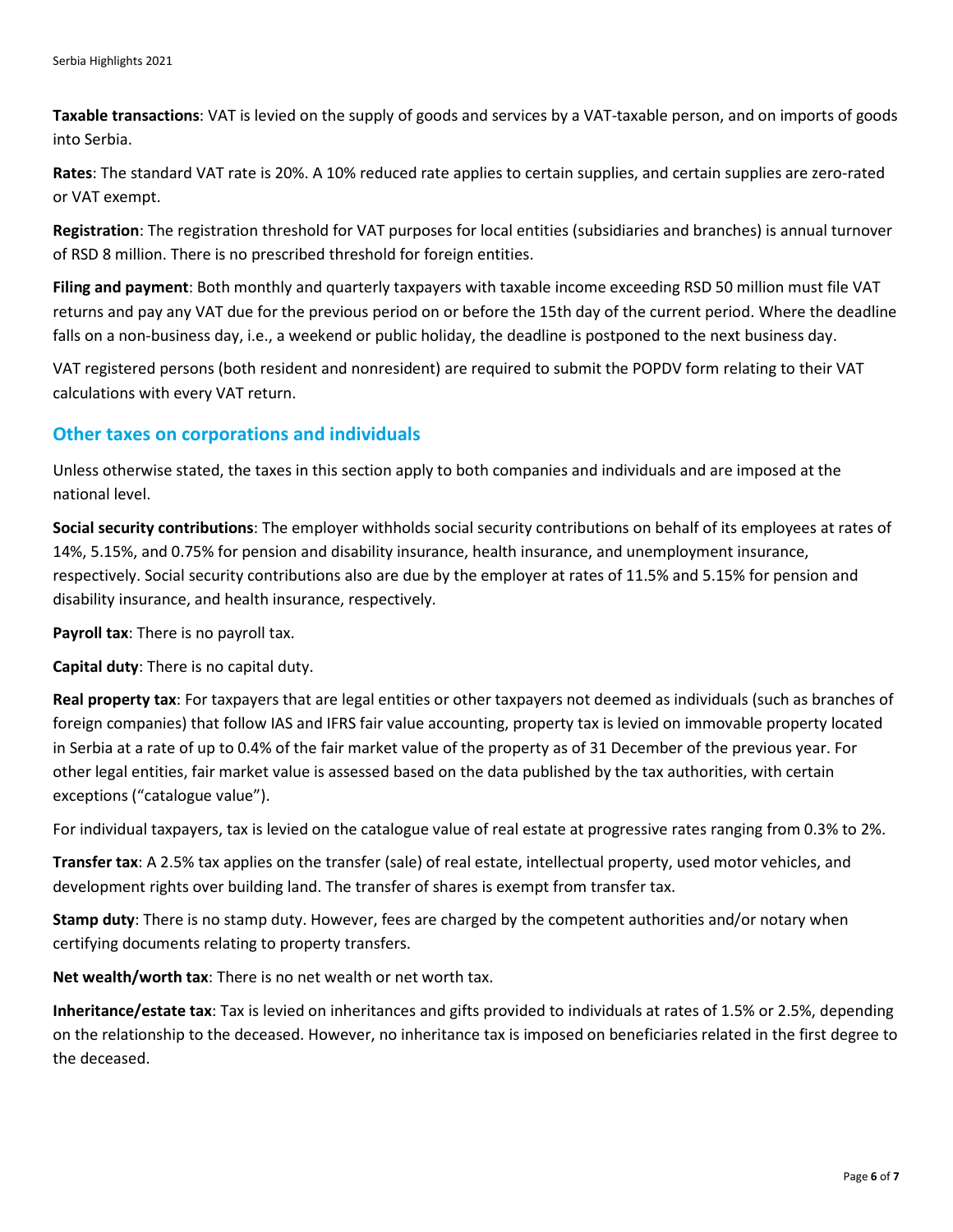**Taxable transactions**: VAT is levied on the supply of goods and services by a VAT-taxable person, and on imports of goods into Serbia.

**Rates**: The standard VAT rate is 20%. A 10% reduced rate applies to certain supplies, and certain supplies are zero-rated or VAT exempt.

**Registration**: The registration threshold for VAT purposes for local entities (subsidiaries and branches) is annual turnover of RSD 8 million. There is no prescribed threshold for foreign entities.

**Filing and payment**: Both monthly and quarterly taxpayers with taxable income exceeding RSD 50 million must file VAT returns and pay any VAT due for the previous period on or before the 15th day of the current period. Where the deadline falls on a non-business day, i.e., a weekend or public holiday, the deadline is postponed to the next business day.

VAT registered persons (both resident and nonresident) are required to submit the POPDV form relating to their VAT calculations with every VAT return.

## Other taxes on corporations and individuals

Unless otherwise stated, the taxes in this section apply to both companies and individuals and are imposed at the national level.

**Social security contributions**: The employer withholds social security contributions on behalf of its employees at rates of 14%, 5.15%, and 0.75% for pension and disability insurance, health insurance, and unemployment insurance, respectively. Social security contributions also are due by the employer at rates of 11.5% and 5.15% for pension and disability insurance, and health insurance, respectively.

**Payroll tax**: There is no payroll tax.

**Capital duty**: There is no capital duty.

**Real property tax**: For taxpayers that are legal entities or other taxpayers not deemed as individuals (such as branches of foreign companies) that follow IAS and IFRS fair value accounting, property tax is levied on immovable property located in Serbia at a rate of up to 0.4% of the fair market value of the property as of 31 December of the previous year. For other legal entities, fair market value is assessed based on the data published by the tax authorities, with certain exceptions ("catalogue value").

For individual taxpayers, tax is levied on the catalogue value of real estate at progressive rates ranging from 0.3% to 2%.

**Transfer tax**: A 2.5% tax applies on the transfer (sale) of real estate, intellectual property, used motor vehicles, and development rights over building land. The transfer of shares is exempt from transfer tax.

**Stamp duty**: There is no stamp duty. However, fees are charged by the competent authorities and/or notary when certifying documents relating to property transfers.

**Net wealth/worth tax**: There is no net wealth or net worth tax.

**Inheritance/estate tax**: Tax is levied on inheritances and gifts provided to individuals at rates of 1.5% or 2.5%, depending on the relationship to the deceased. However, no inheritance tax is imposed on beneficiaries related in the first degree to the deceased.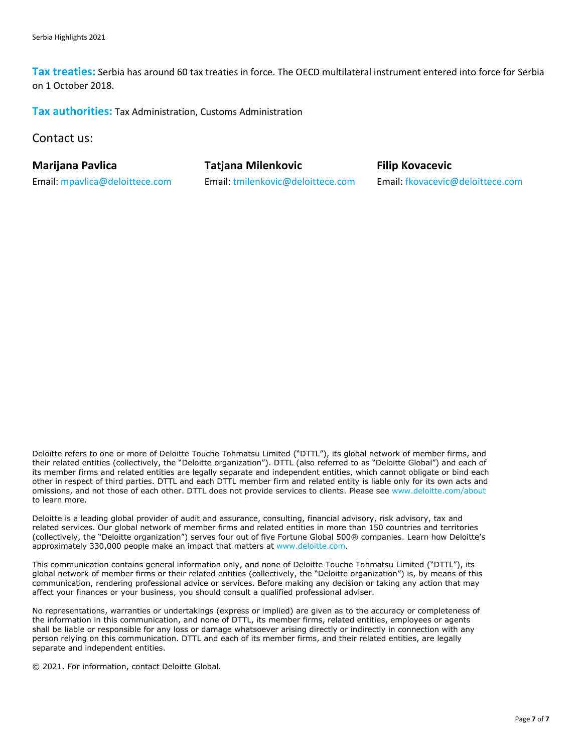**Tax treaties:** Serbia has around 60 tax treaties in force. The OECD multilateral instrument entered into force for Serbia on 1 October 2018.

**Tax authorities:** Tax Administration, Customs Administration

## Contact us:

**Marijana Pavlica**
Email: mpavlica@deloittece.com

**Tatjana Milenkovic**
Email: tmilenkovic@deloittece.com

**Filip Kovacevic**
Email: fkovacevic@deloittece.com

Deloitte refers to one or more of Deloitte Touche Tohmatsu Limited ("DTTL"), its global network of member firms, and their related entities (collectively, the "Deloitte organization"). DTTL (also referred to as "Deloitte Global") and each of its member firms and related entities are legally separate and independent entities, which cannot obligate or bind each other in respect of third parties. DTTL and each DTTL member firm and related entity is liable only for its own acts and omissions, and not those of each other. DTTL does not provide services to clients. Please see www.deloitte.com/about to learn more.

Deloitte is a leading global provider of audit and assurance, consulting, financial advisory, risk advisory, tax and related services. Our global network of member firms and related entities in more than 150 countries and territories (collectively, the "Deloitte organization") serves four out of five Fortune Global 500® companies. Learn how Deloitte's approximately 330,000 people make an impact that matters at www.deloitte.com.

This communication contains general information only, and none of Deloitte Touche Tohmatsu Limited ("DTTL"), its global network of member firms or their related entities (collectively, the "Deloitte organization") is, by means of this communication, rendering professional advice or services. Before making any decision or taking any action that may affect your finances or your business, you should consult a qualified professional adviser.

No representations, warranties or undertakings (express or implied) are given as to the accuracy or completeness of the information in this communication, and none of DTTL, its member firms, related entities, employees or agents shall be liable or responsible for any loss or damage whatsoever arising directly or indirectly in connection with any person relying on this communication. DTTL and each of its member firms, and their related entities, are legally separate and independent entities.

© 2021. For information, contact Deloitte Global.